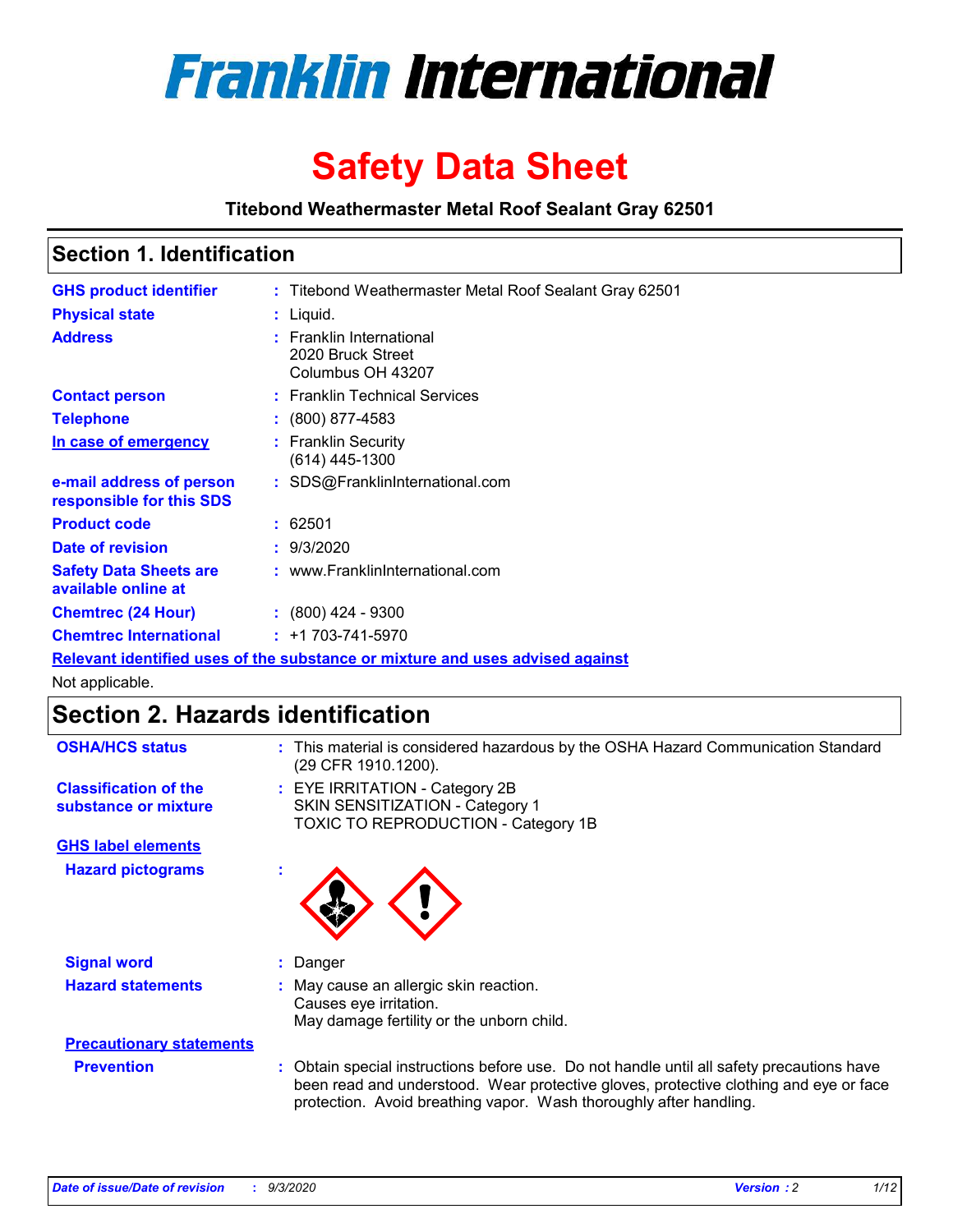# Franklin International

# Safety Data Sheet

**Titebond Weathermaster Metal Roof Sealant Gray 62501**

## Section 1. Identification

| | | |
|---|---|---|
| **GHS product identifier** | : | Titebond Weathermaster Metal Roof Sealant Gray 62501 |
| **Physical state** | : | Liquid. |
| **Address** | : | Franklin International<br>2020 Bruck Street<br>Columbus OH 43207 |
| **Contact person** | : | Franklin Technical Services |
| **Telephone** | : | (800) 877-4583 |
| **In case of emergency** | : | Franklin Security<br>(614) 445-1300 |
| **e-mail address of person responsible for this SDS** | : | SDS@FranklinInternational.com |
| **Product code** | : | 62501 |
| **Date of revision** | : | 9/3/2020 |
| **Safety Data Sheets are available online at** | : | www.FranklinInternational.com |
| **Chemtrec (24 Hour)** | : | (800) 424 - 9300 |
| **Chemtrec International** | : | +1 703-741-5970 |

**Relevant identified uses of the substance or mixture and uses advised against**

Not applicable.

## Section 2. Hazards identification

| | | |
|---|---|---|
| **OSHA/HCS status** | : | This material is considered hazardous by the OSHA Hazard Communication Standard (29 CFR 1910.1200). |
| **Classification of the substance or mixture** | : | EYE IRRITATION - Category 2B<br>SKIN SENSITIZATION - Category 1<br>TOXIC TO REPRODUCTION - Category 1B |

**GHS label elements**

**Hazard pictograms** :

| | | |
|---|---|---|
| **Signal word** | : | Danger |
| **Hazard statements** | : | May cause an allergic skin reaction.<br>Causes eye irritation.<br>May damage fertility or the unborn child. |

**Precautionary statements**

| | | |
|---|---|---|
| **Prevention** | : | Obtain special instructions before use. Do not handle until all safety precautions have been read and understood. Wear protective gloves, protective clothing and eye or face protection. Avoid breathing vapor. Wash thoroughly after handling. |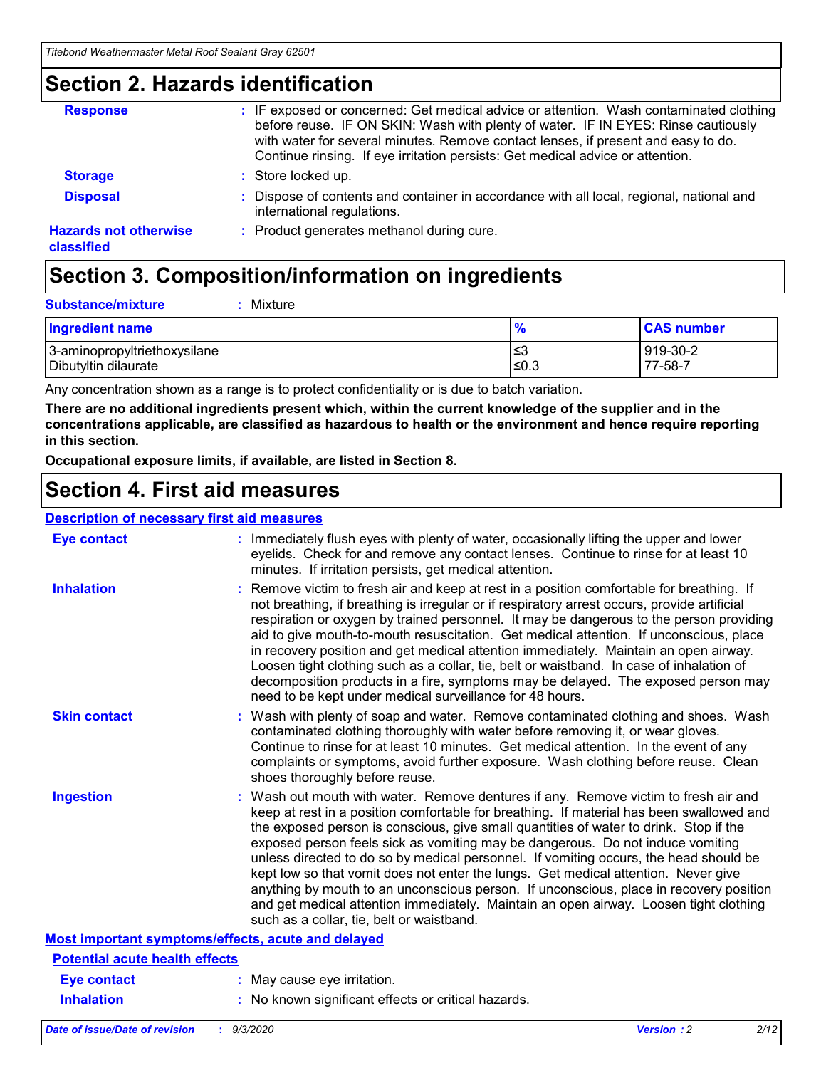## Section 2. Hazards identification

**Response** : IF exposed or concerned: Get medical advice or attention. Wash contaminated clothing before reuse. IF ON SKIN: Wash with plenty of water. IF IN EYES: Rinse cautiously with water for several minutes. Remove contact lenses, if present and easy to do. Continue rinsing. If eye irritation persists: Get medical advice or attention.

**Storage** : Store locked up.

**Disposal** : Dispose of contents and container in accordance with all local, regional, national and international regulations.

**Hazards not otherwise classified** : Product generates methanol during cure.

## Section 3. Composition/information on ingredients

**Substance/mixture** : Mixture

| Ingredient name | % | CAS number |
|---|---|---|
| 3-aminopropyltriethoxysilane | ≤3 | 919-30-2 |
| Dibutyltin dilaurate | ≤0.3 | 77-58-7 |

Any concentration shown as a range is to protect confidentiality or is due to batch variation.

**There are no additional ingredients present which, within the current knowledge of the supplier and in the concentrations applicable, are classified as hazardous to health or the environment and hence require reporting in this section.**

**Occupational exposure limits, if available, are listed in Section 8.**

## Section 4. First aid measures

### Description of necessary first aid measures

**Eye contact** : Immediately flush eyes with plenty of water, occasionally lifting the upper and lower eyelids. Check for and remove any contact lenses. Continue to rinse for at least 10 minutes. If irritation persists, get medical attention.

**Inhalation** : Remove victim to fresh air and keep at rest in a position comfortable for breathing. If not breathing, if breathing is irregular or if respiratory arrest occurs, provide artificial respiration or oxygen by trained personnel. It may be dangerous to the person providing aid to give mouth-to-mouth resuscitation. Get medical attention. If unconscious, place in recovery position and get medical attention immediately. Maintain an open airway. Loosen tight clothing such as a collar, tie, belt or waistband. In case of inhalation of decomposition products in a fire, symptoms may be delayed. The exposed person may need to be kept under medical surveillance for 48 hours.

**Skin contact** : Wash with plenty of soap and water. Remove contaminated clothing and shoes. Wash contaminated clothing thoroughly with water before removing it, or wear gloves. Continue to rinse for at least 10 minutes. Get medical attention. In the event of any complaints or symptoms, avoid further exposure. Wash clothing before reuse. Clean shoes thoroughly before reuse.

**Ingestion** : Wash out mouth with water. Remove dentures if any. Remove victim to fresh air and keep at rest in a position comfortable for breathing. If material has been swallowed and the exposed person is conscious, give small quantities of water to drink. Stop if the exposed person feels sick as vomiting may be dangerous. Do not induce vomiting unless directed to do so by medical personnel. If vomiting occurs, the head should be kept low so that vomit does not enter the lungs. Get medical attention. Never give anything by mouth to an unconscious person. If unconscious, place in recovery position and get medical attention immediately. Maintain an open airway. Loosen tight clothing such as a collar, tie, belt or waistband.

### Most important symptoms/effects, acute and delayed

#### Potential acute health effects

**Eye contact** : May cause eye irritation.

**Inhalation** : No known significant effects or critical hazards.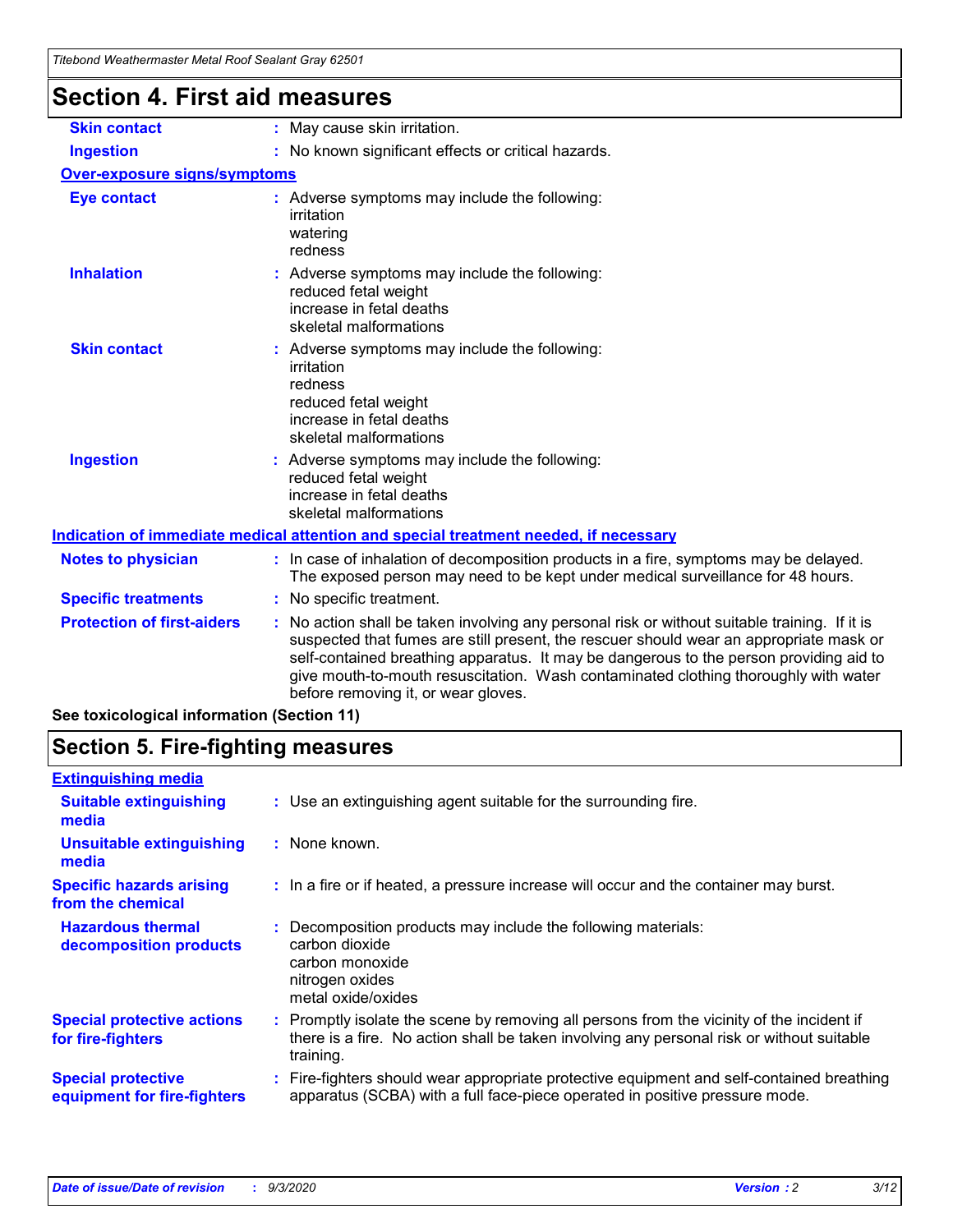# Section 4. First aid measures

| | |
|---|---|
| **Skin contact** | : May cause skin irritation. |
| **Ingestion** | : No known significant effects or critical hazards. |

**Over-exposure signs/symptoms**

| | |
|---|---|
| **Eye contact** | : Adverse symptoms may include the following:<br>irritation<br>watering<br>redness |
| **Inhalation** | : Adverse symptoms may include the following:<br>reduced fetal weight<br>increase in fetal deaths<br>skeletal malformations |
| **Skin contact** | : Adverse symptoms may include the following:<br>irritation<br>redness<br>reduced fetal weight<br>increase in fetal deaths<br>skeletal malformations |
| **Ingestion** | : Adverse symptoms may include the following:<br>reduced fetal weight<br>increase in fetal deaths<br>skeletal malformations |

**Indication of immediate medical attention and special treatment needed, if necessary**

| | |
|---|---|
| **Notes to physician** | : In case of inhalation of decomposition products in a fire, symptoms may be delayed. The exposed person may need to be kept under medical surveillance for 48 hours. |
| **Specific treatments** | : No specific treatment. |
| **Protection of first-aiders** | : No action shall be taken involving any personal risk or without suitable training. If it is suspected that fumes are still present, the rescuer should wear an appropriate mask or self-contained breathing apparatus. It may be dangerous to the person providing aid to give mouth-to-mouth resuscitation. Wash contaminated clothing thoroughly with water before removing it, or wear gloves. |

**See toxicological information (Section 11)**

# Section 5. Fire-fighting measures

**Extinguishing media**

| | |
|---|---|
| **Suitable extinguishing media** | : Use an extinguishing agent suitable for the surrounding fire. |
| **Unsuitable extinguishing media** | : None known. |
| **Specific hazards arising from the chemical** | : In a fire or if heated, a pressure increase will occur and the container may burst. |
| **Hazardous thermal decomposition products** | : Decomposition products may include the following materials:<br>carbon dioxide<br>carbon monoxide<br>nitrogen oxides<br>metal oxide/oxides |
| **Special protective actions for fire-fighters** | : Promptly isolate the scene by removing all persons from the vicinity of the incident if there is a fire. No action shall be taken involving any personal risk or without suitable training. |
| **Special protective equipment for fire-fighters** | : Fire-fighters should wear appropriate protective equipment and self-contained breathing apparatus (SCBA) with a full face-piece operated in positive pressure mode. |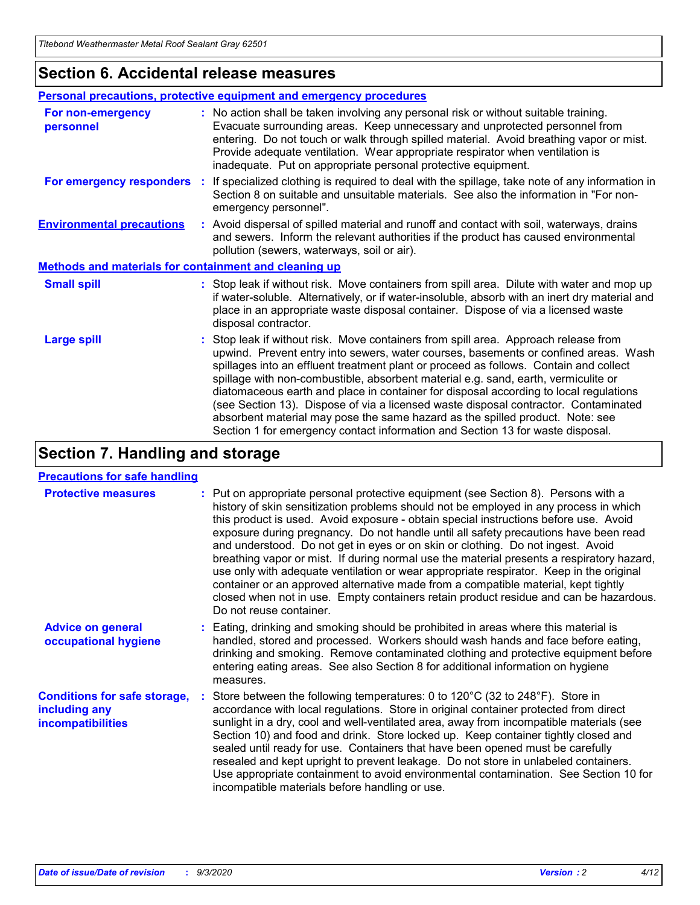## Section 6. Accidental release measures

### Personal precautions, protective equipment and emergency procedures

**For non-emergency personnel** : No action shall be taken involving any personal risk or without suitable training. Evacuate surrounding areas. Keep unnecessary and unprotected personnel from entering. Do not touch or walk through spilled material. Avoid breathing vapor or mist. Provide adequate ventilation. Wear appropriate respirator when ventilation is inadequate. Put on appropriate personal protective equipment.

**For emergency responders** : If specialized clothing is required to deal with the spillage, take note of any information in Section 8 on suitable and unsuitable materials. See also the information in "For non-emergency personnel".

**Environmental precautions** : Avoid dispersal of spilled material and runoff and contact with soil, waterways, drains and sewers. Inform the relevant authorities if the product has caused environmental pollution (sewers, waterways, soil or air).

### Methods and materials for containment and cleaning up

**Small spill** : Stop leak if without risk. Move containers from spill area. Dilute with water and mop up if water-soluble. Alternatively, or if water-insoluble, absorb with an inert dry material and place in an appropriate waste disposal container. Dispose of via a licensed waste disposal contractor.

**Large spill** : Stop leak if without risk. Move containers from spill area. Approach release from upwind. Prevent entry into sewers, water courses, basements or confined areas. Wash spillages into an effluent treatment plant or proceed as follows. Contain and collect spillage with non-combustible, absorbent material e.g. sand, earth, vermiculite or diatomaceous earth and place in container for disposal according to local regulations (see Section 13). Dispose of via a licensed waste disposal contractor. Contaminated absorbent material may pose the same hazard as the spilled product. Note: see Section 1 for emergency contact information and Section 13 for waste disposal.

## Section 7. Handling and storage

### Precautions for safe handling

**Protective measures** : Put on appropriate personal protective equipment (see Section 8). Persons with a history of skin sensitization problems should not be employed in any process in which this product is used. Avoid exposure - obtain special instructions before use. Avoid exposure during pregnancy. Do not handle until all safety precautions have been read and understood. Do not get in eyes or on skin or clothing. Do not ingest. Avoid breathing vapor or mist. If during normal use the material presents a respiratory hazard, use only with adequate ventilation or wear appropriate respirator. Keep in the original container or an approved alternative made from a compatible material, kept tightly closed when not in use. Empty containers retain product residue and can be hazardous. Do not reuse container.

**Advice on general occupational hygiene** : Eating, drinking and smoking should be prohibited in areas where this material is handled, stored and processed. Workers should wash hands and face before eating, drinking and smoking. Remove contaminated clothing and protective equipment before entering eating areas. See also Section 8 for additional information on hygiene measures.

**Conditions for safe storage, including any incompatibilities** : Store between the following temperatures: 0 to 120°C (32 to 248°F). Store in accordance with local regulations. Store in original container protected from direct sunlight in a dry, cool and well-ventilated area, away from incompatible materials (see Section 10) and food and drink. Store locked up. Keep container tightly closed and sealed until ready for use. Containers that have been opened must be carefully resealed and kept upright to prevent leakage. Do not store in unlabeled containers. Use appropriate containment to avoid environmental contamination. See Section 10 for incompatible materials before handling or use.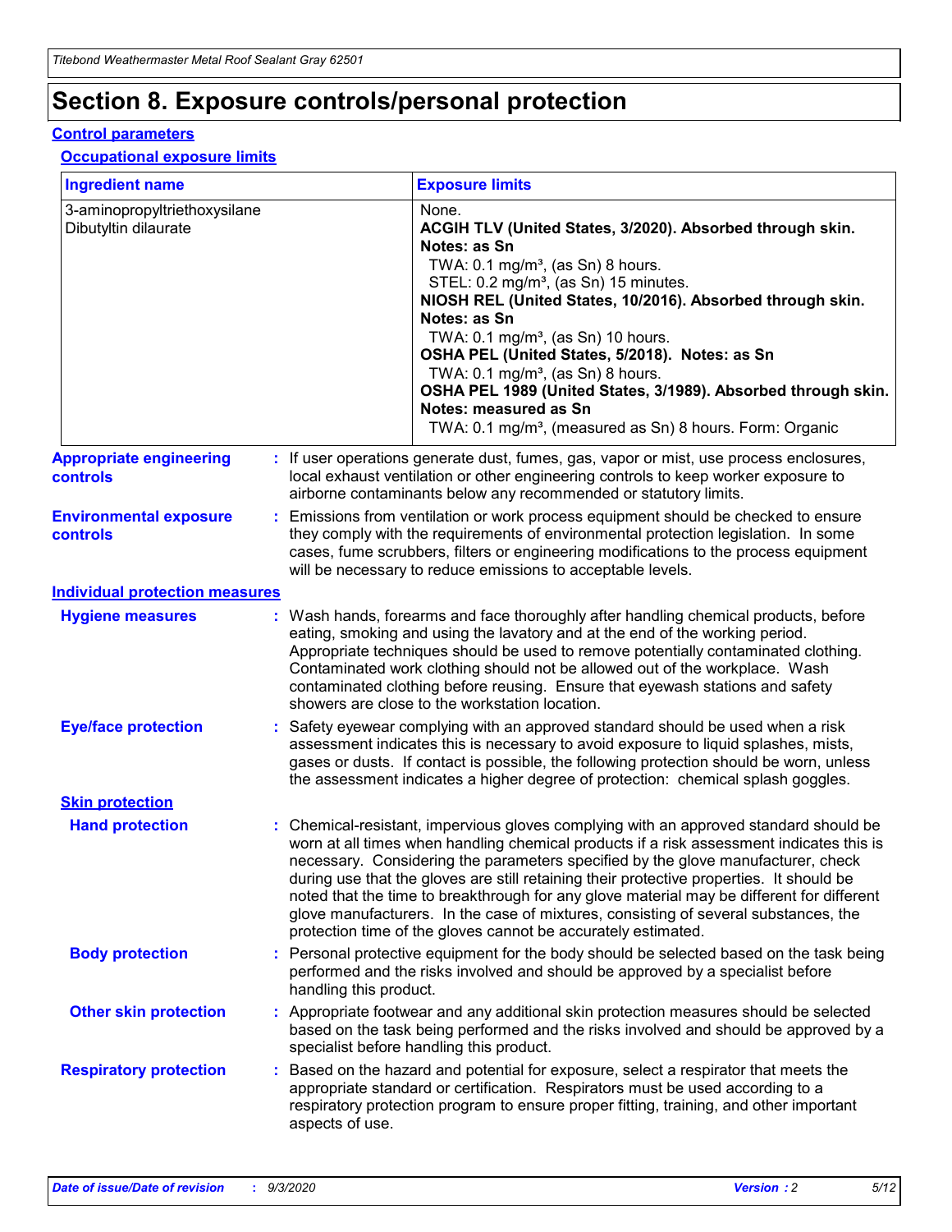# Section 8. Exposure controls/personal protection

## Control parameters

### Occupational exposure limits

| Ingredient name | Exposure limits |
| --- | --- |
| 3-aminopropyltriethoxysilane | None. |
| Dibutyltin dilaurate | **ACGIH TLV (United States, 3/2020). Absorbed through skin. Notes: as Sn**<br>TWA: 0.1 mg/m³, (as Sn) 8 hours.<br>STEL: 0.2 mg/m³, (as Sn) 15 minutes.<br>**NIOSH REL (United States, 10/2016). Absorbed through skin. Notes: as Sn**<br>TWA: 0.1 mg/m³, (as Sn) 10 hours.<br>**OSHA PEL (United States, 5/2018). Notes: as Sn**<br>TWA: 0.1 mg/m³, (as Sn) 8 hours.<br>**OSHA PEL 1989 (United States, 3/1989). Absorbed through skin. Notes: measured as Sn**<br>TWA: 0.1 mg/m³, (measured as Sn) 8 hours. Form: Organic |

**Appropriate engineering controls** : If user operations generate dust, fumes, gas, vapor or mist, use process enclosures, local exhaust ventilation or other engineering controls to keep worker exposure to airborne contaminants below any recommended or statutory limits.

**Environmental exposure controls** : Emissions from ventilation or work process equipment should be checked to ensure they comply with the requirements of environmental protection legislation. In some cases, fume scrubbers, filters or engineering modifications to the process equipment will be necessary to reduce emissions to acceptable levels.

## Individual protection measures

**Hygiene measures** : Wash hands, forearms and face thoroughly after handling chemical products, before eating, smoking and using the lavatory and at the end of the working period. Appropriate techniques should be used to remove potentially contaminated clothing. Contaminated work clothing should not be allowed out of the workplace. Wash contaminated clothing before reusing. Ensure that eyewash stations and safety showers are close to the workstation location.

**Eye/face protection** : Safety eyewear complying with an approved standard should be used when a risk assessment indicates this is necessary to avoid exposure to liquid splashes, mists, gases or dusts. If contact is possible, the following protection should be worn, unless the assessment indicates a higher degree of protection: chemical splash goggles.

### Skin protection

**Hand protection** : Chemical-resistant, impervious gloves complying with an approved standard should be worn at all times when handling chemical products if a risk assessment indicates this is necessary. Considering the parameters specified by the glove manufacturer, check during use that the gloves are still retaining their protective properties. It should be noted that the time to breakthrough for any glove material may be different for different glove manufacturers. In the case of mixtures, consisting of several substances, the protection time of the gloves cannot be accurately estimated.

**Body protection** : Personal protective equipment for the body should be selected based on the task being performed and the risks involved and should be approved by a specialist before handling this product.

**Other skin protection** : Appropriate footwear and any additional skin protection measures should be selected based on the task being performed and the risks involved and should be approved by a specialist before handling this product.

**Respiratory protection** : Based on the hazard and potential for exposure, select a respirator that meets the appropriate standard or certification. Respirators must be used according to a respiratory protection program to ensure proper fitting, training, and other important aspects of use.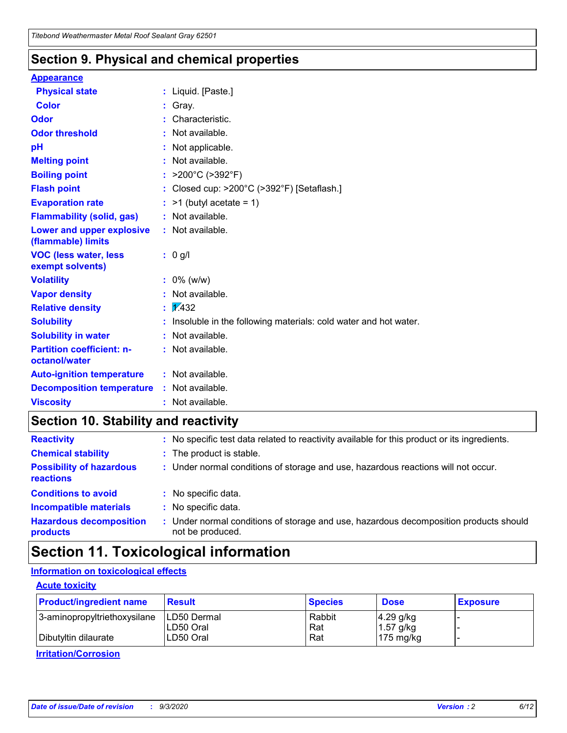## Section 9. Physical and chemical properties

**Appearance**

| | | |
|---|---|---|
| **Physical state** | : | Liquid. [Paste.] |
| **Color** | : | Gray. |
| **Odor** | : | Characteristic. |
| **Odor threshold** | : | Not available. |
| **pH** | : | Not applicable. |
| **Melting point** | : | Not available. |
| **Boiling point** | : | >200°C (>392°F) |
| **Flash point** | : | Closed cup: >200°C (>392°F) [Setaflash.] |
| **Evaporation rate** | : | >1 (butyl acetate = 1) |
| **Flammability (solid, gas)** | : | Not available. |
| **Lower and upper explosive (flammable) limits** | : | Not available. |
| **VOC (less water, less exempt solvents)** | : | 0 g/l |
| **Volatility** | : | 0% (w/w) |
| **Vapor density** | : | Not available. |
| **Relative density** | : | 1.432 |
| **Solubility** | : | Insoluble in the following materials: cold water and hot water. |
| **Solubility in water** | : | Not available. |
| **Partition coefficient: n-octanol/water** | : | Not available. |
| **Auto-ignition temperature** | : | Not available. |
| **Decomposition temperature** | : | Not available. |
| **Viscosity** | : | Not available. |

## Section 10. Stability and reactivity

| | | |
|---|---|---|
| **Reactivity** | : | No specific test data related to reactivity available for this product or its ingredients. |
| **Chemical stability** | : | The product is stable. |
| **Possibility of hazardous reactions** | : | Under normal conditions of storage and use, hazardous reactions will not occur. |
| **Conditions to avoid** | : | No specific data. |
| **Incompatible materials** | : | No specific data. |
| **Hazardous decomposition products** | : | Under normal conditions of storage and use, hazardous decomposition products should not be produced. |

## Section 11. Toxicological information

**Information on toxicological effects**

**Acute toxicity**

| Product/ingredient name | Result | Species | Dose | Exposure |
|---|---|---|---|---|
| 3-aminopropyltriethoxysilane | LD50 Dermal | Rabbit | 4.29 g/kg | - |
| | LD50 Oral | Rat | 1.57 g/kg | - |
| Dibutyltin dilaurate | LD50 Oral | Rat | 175 mg/kg | - |

**Irritation/Corrosion**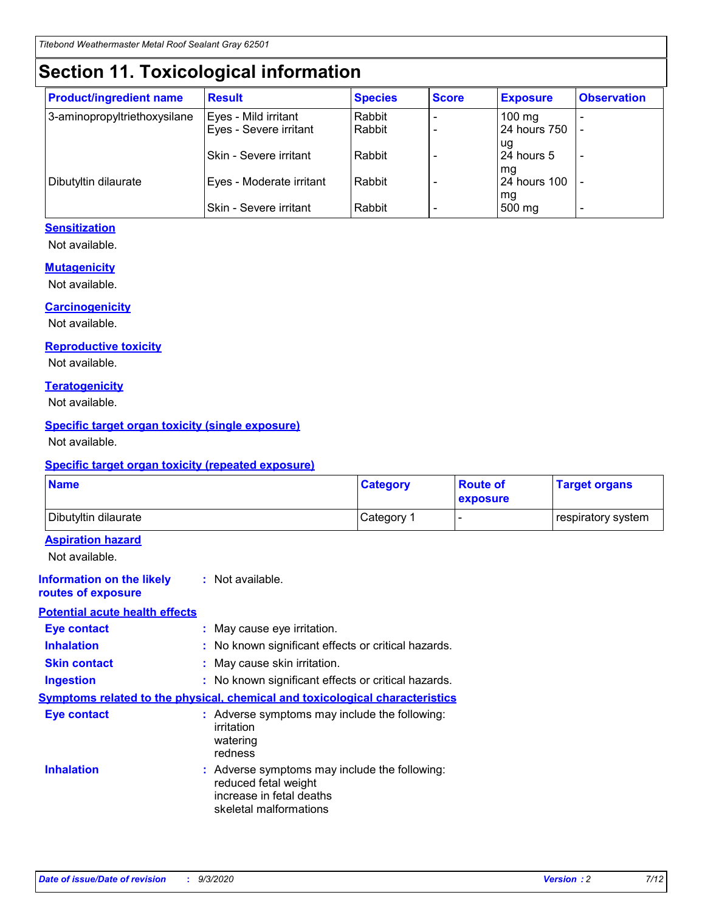# Section 11. Toxicological information

| Product/ingredient name | Result | Species | Score | Exposure | Observation |
|---|---|---|---|---|---|
| 3-aminopropyltriethoxysilane | Eyes - Mild irritant | Rabbit | - | 100 mg | - |
| | Eyes - Severe irritant | Rabbit | - | 24 hours 750 ug | - |
| | Skin - Severe irritant | Rabbit | - | 24 hours 5 mg | - |
| Dibutyltin dilaurate | Eyes - Moderate irritant | Rabbit | - | 24 hours 100 mg | - |
| | Skin - Severe irritant | Rabbit | - | 500 mg | - |

### Sensitization

Not available.

### Mutagenicity

Not available.

### Carcinogenicity

Not available.

### Reproductive toxicity

Not available.

### Teratogenicity

Not available.

### Specific target organ toxicity (single exposure)

Not available.

### Specific target organ toxicity (repeated exposure)

| Name | Category | Route of exposure | Target organs |
|---|---|---|---|
| Dibutyltin dilaurate | Category 1 | - | respiratory system |

### Aspiration hazard

Not available.

**Information on the likely routes of exposure** : Not available.

### Potential acute health effects

**Eye contact** : May cause eye irritation.

**Inhalation** : No known significant effects or critical hazards.

**Skin contact** : May cause skin irritation.

**Ingestion** : No known significant effects or critical hazards.

### Symptoms related to the physical, chemical and toxicological characteristics

**Eye contact** : Adverse symptoms may include the following:
irritation
watering
redness

**Inhalation** : Adverse symptoms may include the following:
reduced fetal weight
increase in fetal deaths
skeletal malformations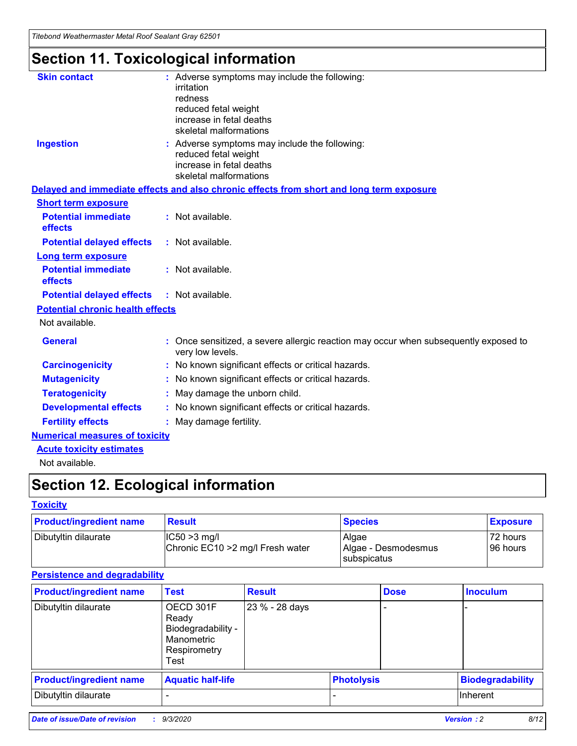# Section 11. Toxicological information

**Skin contact** : Adverse symptoms may include the following:
irritation
redness
reduced fetal weight
increase in fetal deaths
skeletal malformations

**Ingestion** : Adverse symptoms may include the following:
reduced fetal weight
increase in fetal deaths
skeletal malformations

**Delayed and immediate effects and also chronic effects from short and long term exposure**

**Short term exposure**

**Potential immediate effects** : Not available.

**Potential delayed effects** : Not available.

**Long term exposure**

**Potential immediate effects** : Not available.

**Potential delayed effects** : Not available.

**Potential chronic health effects**

Not available.

**General** : Once sensitized, a severe allergic reaction may occur when subsequently exposed to very low levels.

**Carcinogenicity** : No known significant effects or critical hazards.

**Mutagenicity** : No known significant effects or critical hazards.

**Teratogenicity** : May damage the unborn child.

**Developmental effects** : No known significant effects or critical hazards.

**Fertility effects** : May damage fertility.

**Numerical measures of toxicity**

**Acute toxicity estimates**

Not available.

# Section 12. Ecological information

**Toxicity**

| Product/ingredient name | Result | Species | Exposure |
|---|---|---|---|
| Dibutyltin dilaurate | IC50 >3 mg/l<br>Chronic EC10 >2 mg/l Fresh water | Algae<br>Algae - Desmodesmus subspicatus | 72 hours<br>96 hours |

**Persistence and degradability**

| Product/ingredient name | Test | Result | Dose | Inoculum |
|---|---|---|---|---|
| Dibutyltin dilaurate | OECD 301F Ready Biodegradability - Manometric Respirometry Test | 23 % - 28 days | - | - |

| Product/ingredient name | Aquatic half-life | Photolysis | Biodegradability |
|---|---|---|---|
| Dibutyltin dilaurate | - | - | Inherent |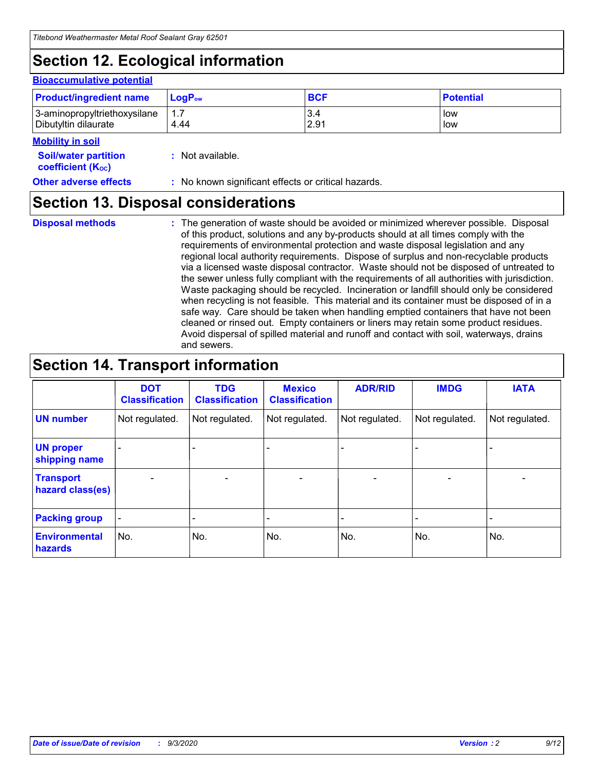## Section 12. Ecological information

### Bioaccumulative potential

| Product/ingredient name | $LogP_{ow}$ | BCF | Potential |
|---|---|---|---|
| 3-aminopropyltriethoxysilane | 1.7 | 3.4 | low |
| Dibutyltin dilaurate | 4.44 | 2.91 | low |

### Mobility in soil

**Soil/water partition coefficient ($K_{OC}$)** : Not available.

**Other adverse effects** : No known significant effects or critical hazards.

## Section 13. Disposal considerations

**Disposal methods** : The generation of waste should be avoided or minimized wherever possible. Disposal of this product, solutions and any by-products should at all times comply with the requirements of environmental protection and waste disposal legislation and any regional local authority requirements. Dispose of surplus and non-recyclable products via a licensed waste disposal contractor. Waste should not be disposed of untreated to the sewer unless fully compliant with the requirements of all authorities with jurisdiction. Waste packaging should be recycled. Incineration or landfill should only be considered when recycling is not feasible. This material and its container must be disposed of in a safe way. Care should be taken when handling emptied containers that have not been cleaned or rinsed out. Empty containers or liners may retain some product residues. Avoid dispersal of spilled material and runoff and contact with soil, waterways, drains and sewers.

## Section 14. Transport information

| | DOT Classification | TDG Classification | Mexico Classification | ADR/RID | IMDG | IATA |
|---|---|---|---|---|---|---|
| UN number | Not regulated. | Not regulated. | Not regulated. | Not regulated. | Not regulated. | Not regulated. |
| UN proper shipping name | - | - | - | - | - | - |
| Transport hazard class(es) | - | - | - | - | - | - |
| Packing group | - | - | - | - | - | - |
| Environmental hazards | No. | No. | No. | No. | No. | No. |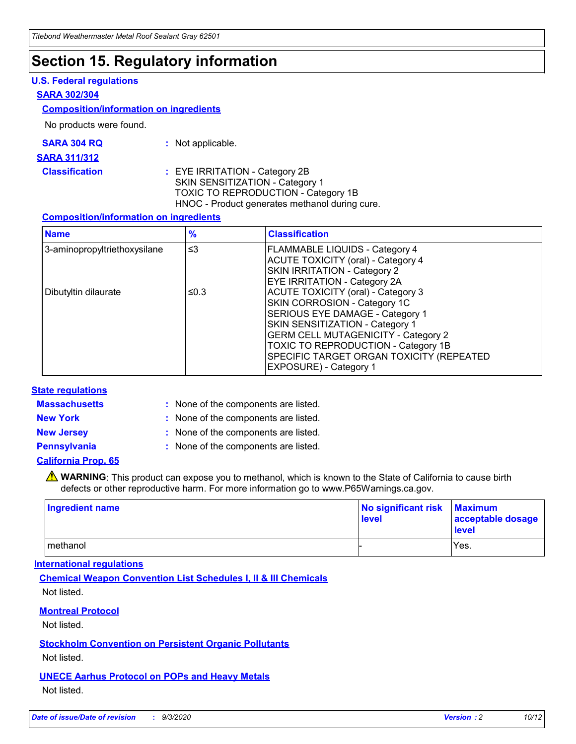# Section 15. Regulatory information

## U.S. Federal regulations

### SARA 302/304

#### Composition/information on ingredients

No products were found.

**SARA 304 RQ** : Not applicable.

### SARA 311/312

**Classification** : EYE IRRITATION - Category 2B
SKIN SENSITIZATION - Category 1
TOXIC TO REPRODUCTION - Category 1B
HNOC - Product generates methanol during cure.

#### Composition/information on ingredients

| Name | % | Classification |
|---|---|---|
| 3-aminopropyltriethoxysilane | ≤3 | FLAMMABLE LIQUIDS - Category 4<br>ACUTE TOXICITY (oral) - Category 4<br>SKIN IRRITATION - Category 2<br>EYE IRRITATION - Category 2A |
| Dibutyltin dilaurate | ≤0.3 | ACUTE TOXICITY (oral) - Category 3<br>SKIN CORROSION - Category 1C<br>SERIOUS EYE DAMAGE - Category 1<br>SKIN SENSITIZATION - Category 1<br>GERM CELL MUTAGENICITY - Category 2<br>TOXIC TO REPRODUCTION - Category 1B<br>SPECIFIC TARGET ORGAN TOXICITY (REPEATED EXPOSURE) - Category 1 |

## State regulations

**Massachusetts** : None of the components are listed.

**New York** : None of the components are listed.

**New Jersey** : None of the components are listed.

**Pennsylvania** : None of the components are listed.

### California Prop. 65

⚠ **WARNING**: This product can expose you to methanol, which is known to the State of California to cause birth defects or other reproductive harm. For more information go to www.P65Warnings.ca.gov.

| Ingredient name | No significant risk level | Maximum acceptable dosage level |
|---|---|---|
| methanol | - | Yes. |

## International regulations

### Chemical Weapon Convention List Schedules I, II & III Chemicals

Not listed.

### Montreal Protocol

Not listed.

### Stockholm Convention on Persistent Organic Pollutants

Not listed.

### UNECE Aarhus Protocol on POPs and Heavy Metals

Not listed.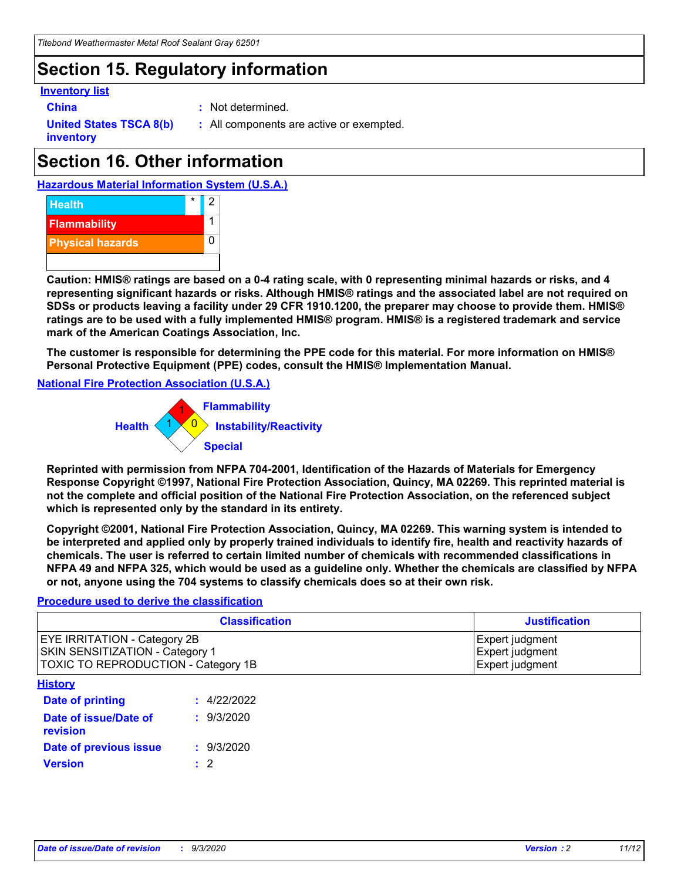## Section 15. Regulatory information

**Inventory list**

**China** : Not determined.

**United States TSCA 8(b) inventory** : All components are active or exempted.

## Section 16. Other information

**Hazardous Material Information System (U.S.A.)**

| | | |
|---|---|---|
| Health | * | 2 |
| Flammability | | 1 |
| Physical hazards | | 0 |

**Caution: HMIS® ratings are based on a 0-4 rating scale, with 0 representing minimal hazards or risks, and 4 representing significant hazards or risks. Although HMIS® ratings and the associated label are not required on SDSs or products leaving a facility under 29 CFR 1910.1200, the preparer may choose to provide them. HMIS® ratings are to be used with a fully implemented HMIS® program. HMIS® is a registered trademark and service mark of the American Coatings Association, Inc.**

**The customer is responsible for determining the PPE code for this material. For more information on HMIS® Personal Protective Equipment (PPE) codes, consult the HMIS® Implementation Manual.**

**National Fire Protection Association (U.S.A.)**

Flammability: 1
Health: 1
Instability/Reactivity: 0
Special:

**Reprinted with permission from NFPA 704-2001, Identification of the Hazards of Materials for Emergency Response Copyright ©1997, National Fire Protection Association, Quincy, MA 02269. This reprinted material is not the complete and official position of the National Fire Protection Association, on the referenced subject which is represented only by the standard in its entirety.**

**Copyright ©2001, National Fire Protection Association, Quincy, MA 02269. This warning system is intended to be interpreted and applied only by properly trained individuals to identify fire, health and reactivity hazards of chemicals. The user is referred to certain limited number of chemicals with recommended classifications in NFPA 49 and NFPA 325, which would be used as a guideline only. Whether the chemicals are classified by NFPA or not, anyone using the 704 systems to classify chemicals does so at their own risk.**

**Procedure used to derive the classification**

| Classification | Justification |
|---|---|
| EYE IRRITATION - Category 2B | Expert judgment |
| SKIN SENSITIZATION - Category 1 | Expert judgment |
| TOXIC TO REPRODUCTION - Category 1B | Expert judgment |

**History**

**Date of printing** : 4/22/2022

**Date of issue/Date of revision** : 9/3/2020

**Date of previous issue** : 9/3/2020

**Version** : 2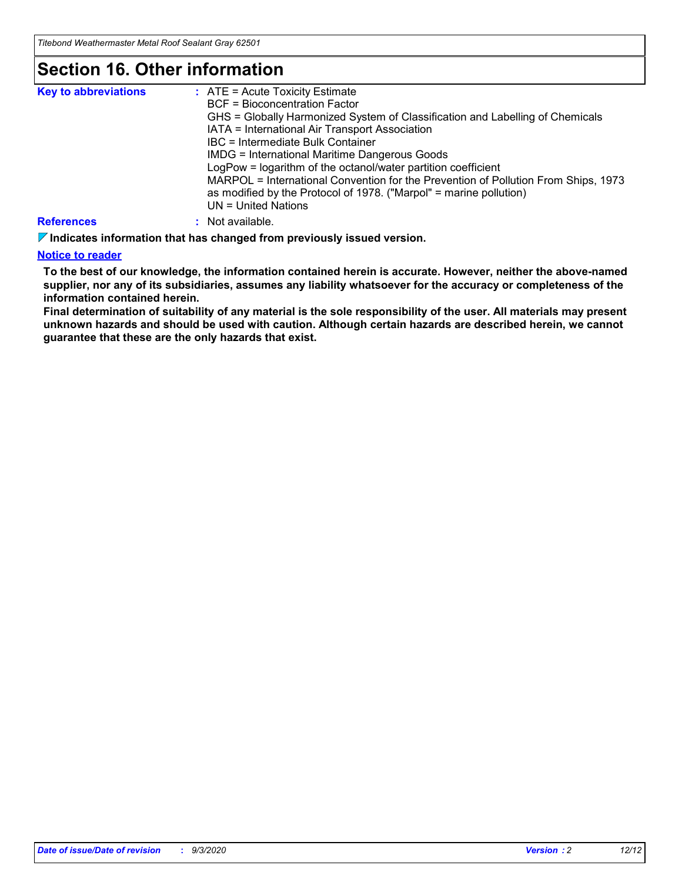# Section 16. Other information

**Key to abbreviations** : ATE = Acute Toxicity Estimate
BCF = Bioconcentration Factor
GHS = Globally Harmonized System of Classification and Labelling of Chemicals
IATA = International Air Transport Association
IBC = Intermediate Bulk Container
IMDG = International Maritime Dangerous Goods
LogPow = logarithm of the octanol/water partition coefficient
MARPOL = International Convention for the Prevention of Pollution From Ships, 1973 as modified by the Protocol of 1978. ("Marpol" = marine pollution)
UN = United Nations

**References** : Not available.

**Indicates information that has changed from previously issued version.**

**Notice to reader**

**To the best of our knowledge, the information contained herein is accurate. However, neither the above-named supplier, nor any of its subsidiaries, assumes any liability whatsoever for the accuracy or completeness of the information contained herein.**

**Final determination of suitability of any material is the sole responsibility of the user. All materials may present unknown hazards and should be used with caution. Although certain hazards are described herein, we cannot guarantee that these are the only hazards that exist.**